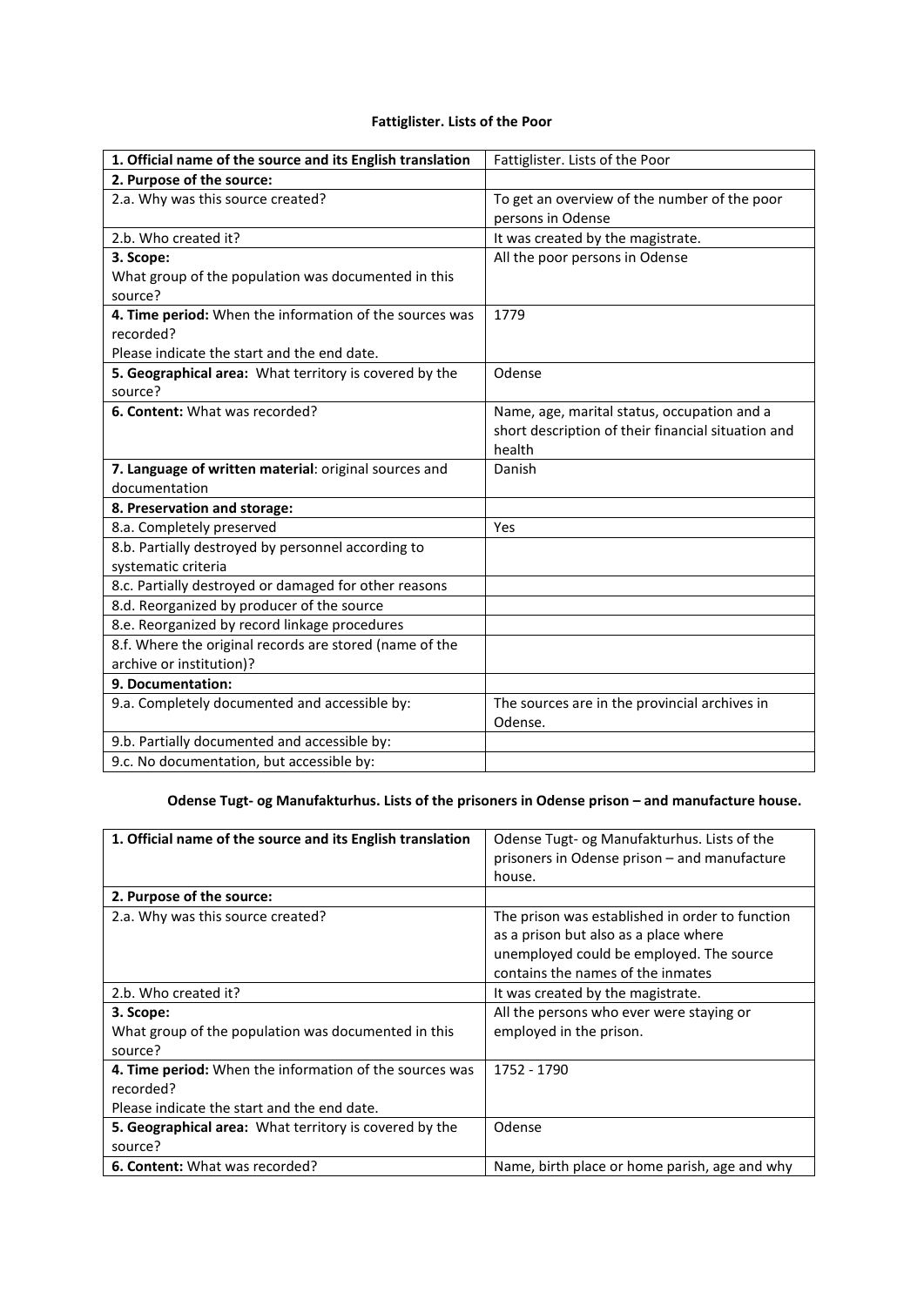**Fattiglister. Lists of the Poor**

| **1. Official name of the source and its English translation** | Fattiglister. Lists of the Poor |
|---|---|
| **2. Purpose of the source:** | |
| 2.a. Why was this source created? | To get an overview of the number of the poor persons in Odense |
| 2.b. Who created it? | It was created by the magistrate. |
| **3. Scope:** What group of the population was documented in this source? | All the poor persons in Odense |
| **4. Time period:** When the information of the sources was recorded? Please indicate the start and the end date. | 1779 |
| **5. Geographical area:** What territory is covered by the source? | Odense |
| **6. Content:** What was recorded? | Name, age, marital status, occupation and a short description of their financial situation and health |
| **7. Language of written material**: original sources and documentation | Danish |
| **8. Preservation and storage:** | |
| 8.a. Completely preserved | Yes |
| 8.b. Partially destroyed by personnel according to systematic criteria | |
| 8.c. Partially destroyed or damaged for other reasons | |
| 8.d. Reorganized by producer of the source | |
| 8.e. Reorganized by record linkage procedures | |
| 8.f. Where the original records are stored (name of the archive or institution)? | |
| **9. Documentation:** | |
| 9.a. Completely documented and accessible by: | The sources are in the provincial archives in Odense. |
| 9.b. Partially documented and accessible by: | |
| 9.c. No documentation, but accessible by: | |

**Odense Tugt- og Manufakturhus. Lists of the prisoners in Odense prison – and manufacture house.**

| **1. Official name of the source and its English translation** | Odense Tugt- og Manufakturhus. Lists of the prisoners in Odense prison – and manufacture house. |
|---|---|
| **2. Purpose of the source:** | |
| 2.a. Why was this source created? | The prison was established in order to function as a prison but also as a place where unemployed could be employed. The source contains the names of the inmates |
| 2.b. Who created it? | It was created by the magistrate. |
| **3. Scope:** What group of the population was documented in this source? | All the persons who ever were staying or employed in the prison. |
| **4. Time period:** When the information of the sources was recorded? Please indicate the start and the end date. | 1752 - 1790 |
| **5. Geographical area:** What territory is covered by the source? | Odense |
| **6. Content:** What was recorded? | Name, birth place or home parish, age and why |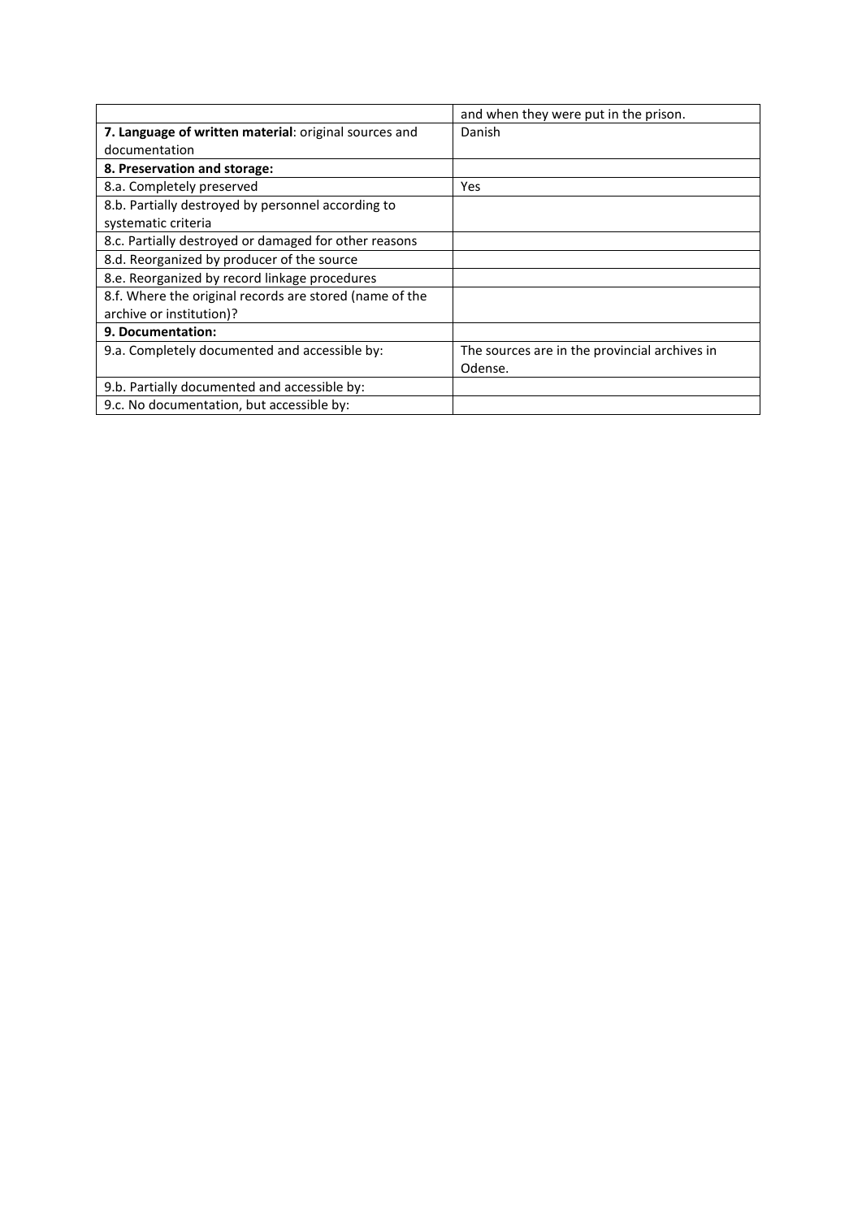| | |
|---|---|
| | and when they were put in the prison. |
| **7. Language of written material**: original sources and documentation | Danish |
| **8. Preservation and storage:** | |
| 8.a. Completely preserved | Yes |
| 8.b. Partially destroyed by personnel according to systematic criteria | |
| 8.c. Partially destroyed or damaged for other reasons | |
| 8.d. Reorganized by producer of the source | |
| 8.e. Reorganized by record linkage procedures | |
| 8.f. Where the original records are stored (name of the archive or institution)? | |
| **9. Documentation:** | |
| 9.a. Completely documented and accessible by: | The sources are in the provincial archives in Odense. |
| 9.b. Partially documented and accessible by: | |
| 9.c. No documentation, but accessible by: | |